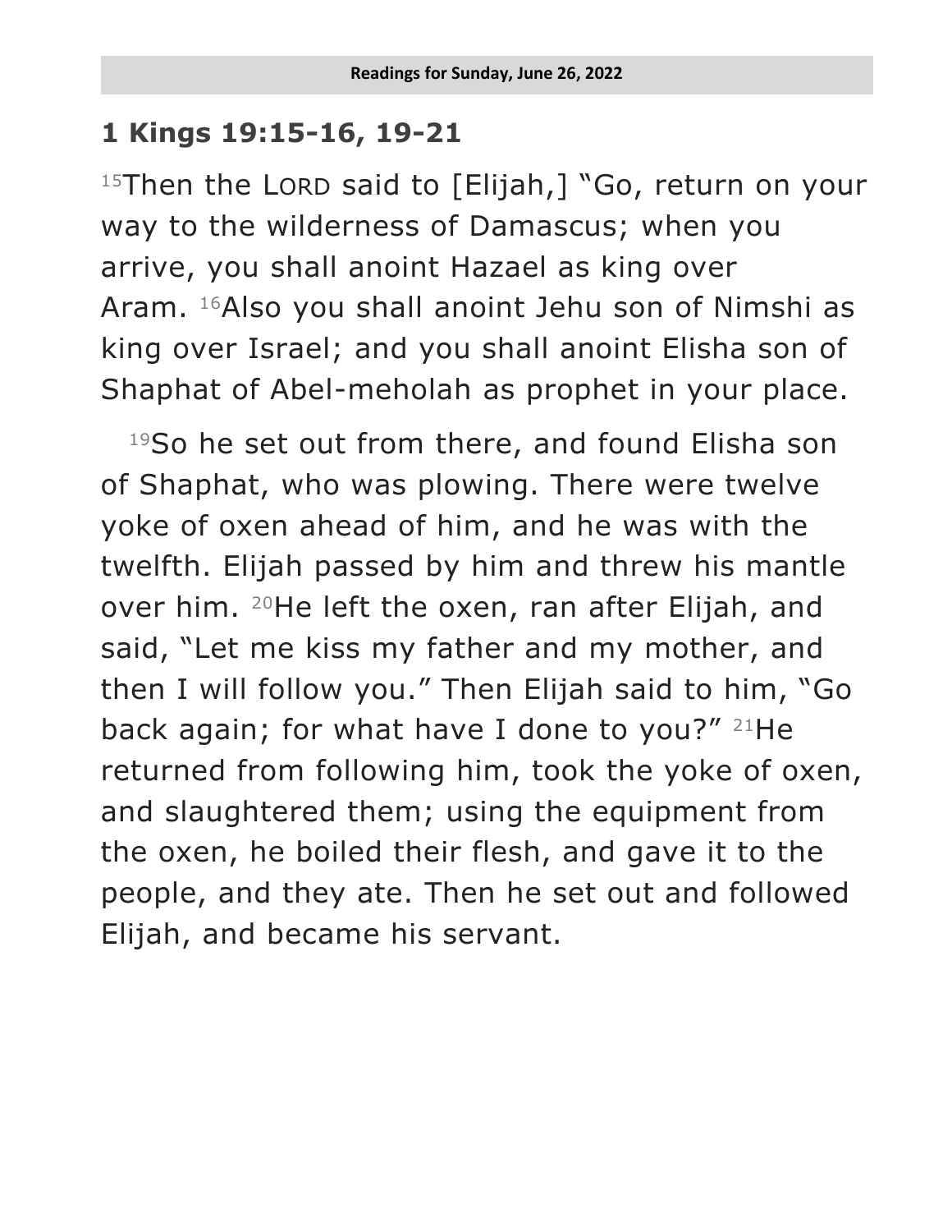## 1 Kings 19:15-16, 19-21

[15]Then the LORD said to [Elijah,] "Go, return on your way to the wilderness of Damascus; when you arrive, you shall anoint Hazael as king over Aram. [16]Also you shall anoint Jehu son of Nimshi as king over Israel; and you shall anoint Elisha son of Shaphat of Abel-meholah as prophet in your place.

[19]So he set out from there, and found Elisha son of Shaphat, who was plowing. There were twelve yoke of oxen ahead of him, and he was with the twelfth. Elijah passed by him and threw his mantle over him. [20]He left the oxen, ran after Elijah, and said, "Let me kiss my father and my mother, and then I will follow you." Then Elijah said to him, "Go back again; for what have I done to you?" [21]He returned from following him, took the yoke of oxen, and slaughtered them; using the equipment from the oxen, he boiled their flesh, and gave it to the people, and they ate. Then he set out and followed Elijah, and became his servant.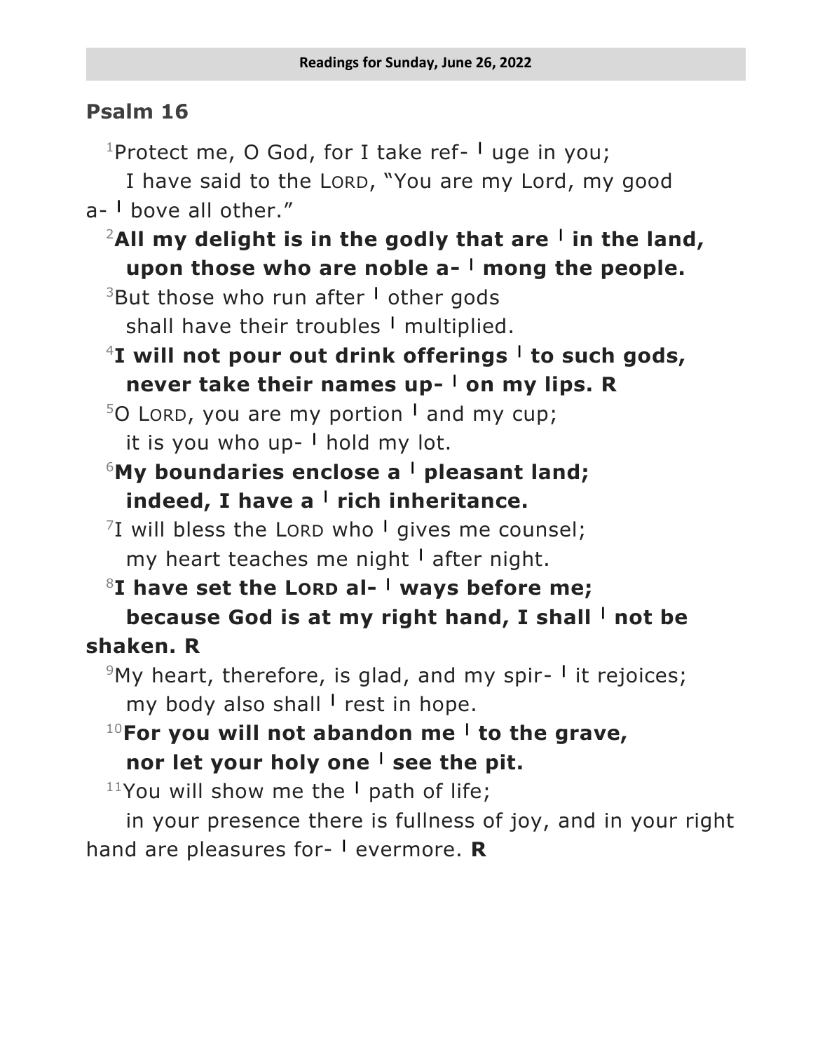## Psalm 16

[1]Protect me, O God, for I take ref- ǀ uge in you;
  I have said to the LORD, "You are my Lord, my good a- ǀ bove all other."

**[2]All my delight is in the godly that are ǀ in the land,
  upon those who are noble a- ǀ mong the people.**

[3]But those who run after ǀ other gods
  shall have their troubles ǀ multiplied.

**[4]I will not pour out drink offerings ǀ to such gods,
  never take their names up- ǀ on my lips. R**

[5]O LORD, you are my portion ǀ and my cup;
  it is you who up- ǀ hold my lot.

**[6]My boundaries enclose a ǀ pleasant land;
  indeed, I have a ǀ rich inheritance.**

[7]I will bless the LORD who ǀ gives me counsel;
  my heart teaches me night ǀ after night.

**[8]I have set the LORD al- ǀ ways before me;
  because God is at my right hand, I shall ǀ not be shaken. R**

[9]My heart, therefore, is glad, and my spir- ǀ it rejoices;
  my body also shall ǀ rest in hope.

**[10]For you will not abandon me ǀ to the grave,
  nor let your holy one ǀ see the pit.**

[11]You will show me the ǀ path of life;
  in your presence there is fullness of joy, and in your right hand are pleasures for- ǀ evermore. **R**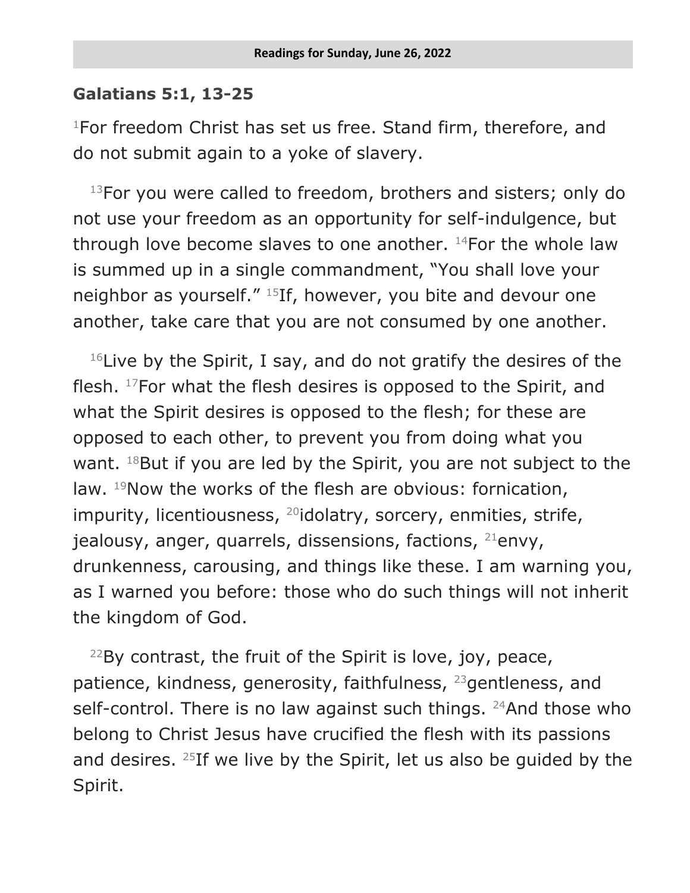## Galatians 5:1, 13-25

[1]For freedom Christ has set us free. Stand firm, therefore, and do not submit again to a yoke of slavery.

[13]For you were called to freedom, brothers and sisters; only do not use your freedom as an opportunity for self-indulgence, but through love become slaves to one another. [14]For the whole law is summed up in a single commandment, "You shall love your neighbor as yourself." [15]If, however, you bite and devour one another, take care that you are not consumed by one another.

[16]Live by the Spirit, I say, and do not gratify the desires of the flesh. [17]For what the flesh desires is opposed to the Spirit, and what the Spirit desires is opposed to the flesh; for these are opposed to each other, to prevent you from doing what you want. [18]But if you are led by the Spirit, you are not subject to the law. [19]Now the works of the flesh are obvious: fornication, impurity, licentiousness, [20]idolatry, sorcery, enmities, strife, jealousy, anger, quarrels, dissensions, factions, [21]envy, drunkenness, carousing, and things like these. I am warning you, as I warned you before: those who do such things will not inherit the kingdom of God.

[22]By contrast, the fruit of the Spirit is love, joy, peace, patience, kindness, generosity, faithfulness, [23]gentleness, and self-control. There is no law against such things. [24]And those who belong to Christ Jesus have crucified the flesh with its passions and desires. [25]If we live by the Spirit, let us also be guided by the Spirit.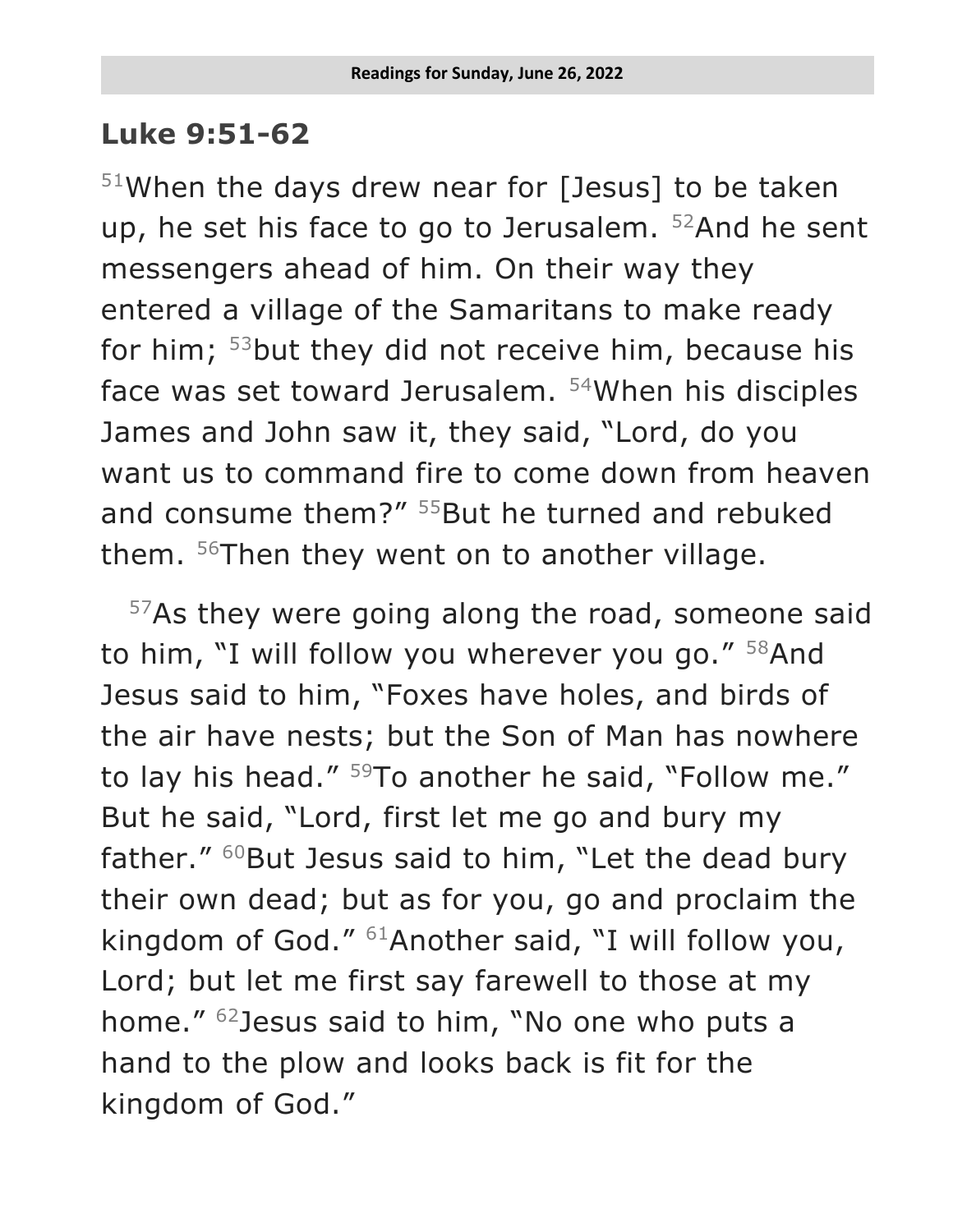## Luke 9:51-62

[51]When the days drew near for [Jesus] to be taken up, he set his face to go to Jerusalem. [52]And he sent messengers ahead of him. On their way they entered a village of the Samaritans to make ready for him; [53]but they did not receive him, because his face was set toward Jerusalem. [54]When his disciples James and John saw it, they said, "Lord, do you want us to command fire to come down from heaven and consume them?" [55]But he turned and rebuked them. [56]Then they went on to another village.

[57]As they were going along the road, someone said to him, "I will follow you wherever you go." [58]And Jesus said to him, "Foxes have holes, and birds of the air have nests; but the Son of Man has nowhere to lay his head." [59]To another he said, "Follow me." But he said, "Lord, first let me go and bury my father." [60]But Jesus said to him, "Let the dead bury their own dead; but as for you, go and proclaim the kingdom of God." [61]Another said, "I will follow you, Lord; but let me first say farewell to those at my home." [62]Jesus said to him, "No one who puts a hand to the plow and looks back is fit for the kingdom of God."